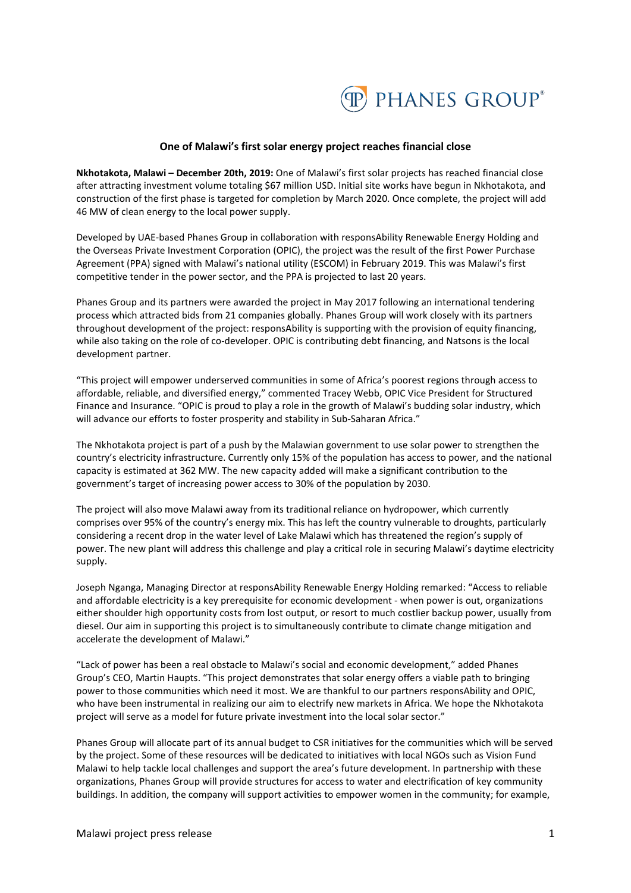PHANES GROUP®

## One of Malawi's first solar energy project reaches financial close

**Nkhotakota, Malawi – December 20th, 2019:** One of Malawi's first solar projects has reached financial close after attracting investment volume totaling $67 million USD. Initial site works have begun in Nkhotakota, and construction of the first phase is targeted for completion by March 2020. Once complete, the project will add 46 MW of clean energy to the local power supply.

Developed by UAE-based Phanes Group in collaboration with responsAbility Renewable Energy Holding and the Overseas Private Investment Corporation (OPIC), the project was the result of the first Power Purchase Agreement (PPA) signed with Malawi's national utility (ESCOM) in February 2019. This was Malawi's first competitive tender in the power sector, and the PPA is projected to last 20 years.

Phanes Group and its partners were awarded the project in May 2017 following an international tendering process which attracted bids from 21 companies globally. Phanes Group will work closely with its partners throughout development of the project: responsAbility is supporting with the provision of equity financing, while also taking on the role of co-developer. OPIC is contributing debt financing, and Natsons is the local development partner.

"This project will empower underserved communities in some of Africa's poorest regions through access to affordable, reliable, and diversified energy," commented Tracey Webb, OPIC Vice President for Structured Finance and Insurance. "OPIC is proud to play a role in the growth of Malawi's budding solar industry, which will advance our efforts to foster prosperity and stability in Sub-Saharan Africa."

The Nkhotakota project is part of a push by the Malawian government to use solar power to strengthen the country's electricity infrastructure. Currently only 15% of the population has access to power, and the national capacity is estimated at 362 MW. The new capacity added will make a significant contribution to the government's target of increasing power access to 30% of the population by 2030.

The project will also move Malawi away from its traditional reliance on hydropower, which currently comprises over 95% of the country's energy mix. This has left the country vulnerable to droughts, particularly considering a recent drop in the water level of Lake Malawi which has threatened the region's supply of power. The new plant will address this challenge and play a critical role in securing Malawi's daytime electricity supply.

Joseph Nganga, Managing Director at responsAbility Renewable Energy Holding remarked: "Access to reliable and affordable electricity is a key prerequisite for economic development - when power is out, organizations either shoulder high opportunity costs from lost output, or resort to much costlier backup power, usually from diesel. Our aim in supporting this project is to simultaneously contribute to climate change mitigation and accelerate the development of Malawi."

"Lack of power has been a real obstacle to Malawi's social and economic development," added Phanes Group's CEO, Martin Haupts. "This project demonstrates that solar energy offers a viable path to bringing power to those communities which need it most. We are thankful to our partners responsAbility and OPIC, who have been instrumental in realizing our aim to electrify new markets in Africa. We hope the Nkhotakota project will serve as a model for future private investment into the local solar sector."

Phanes Group will allocate part of its annual budget to CSR initiatives for the communities which will be served by the project. Some of these resources will be dedicated to initiatives with local NGOs such as Vision Fund Malawi to help tackle local challenges and support the area's future development. In partnership with these organizations, Phanes Group will provide structures for access to water and electrification of key community buildings. In addition, the company will support activities to empower women in the community; for example,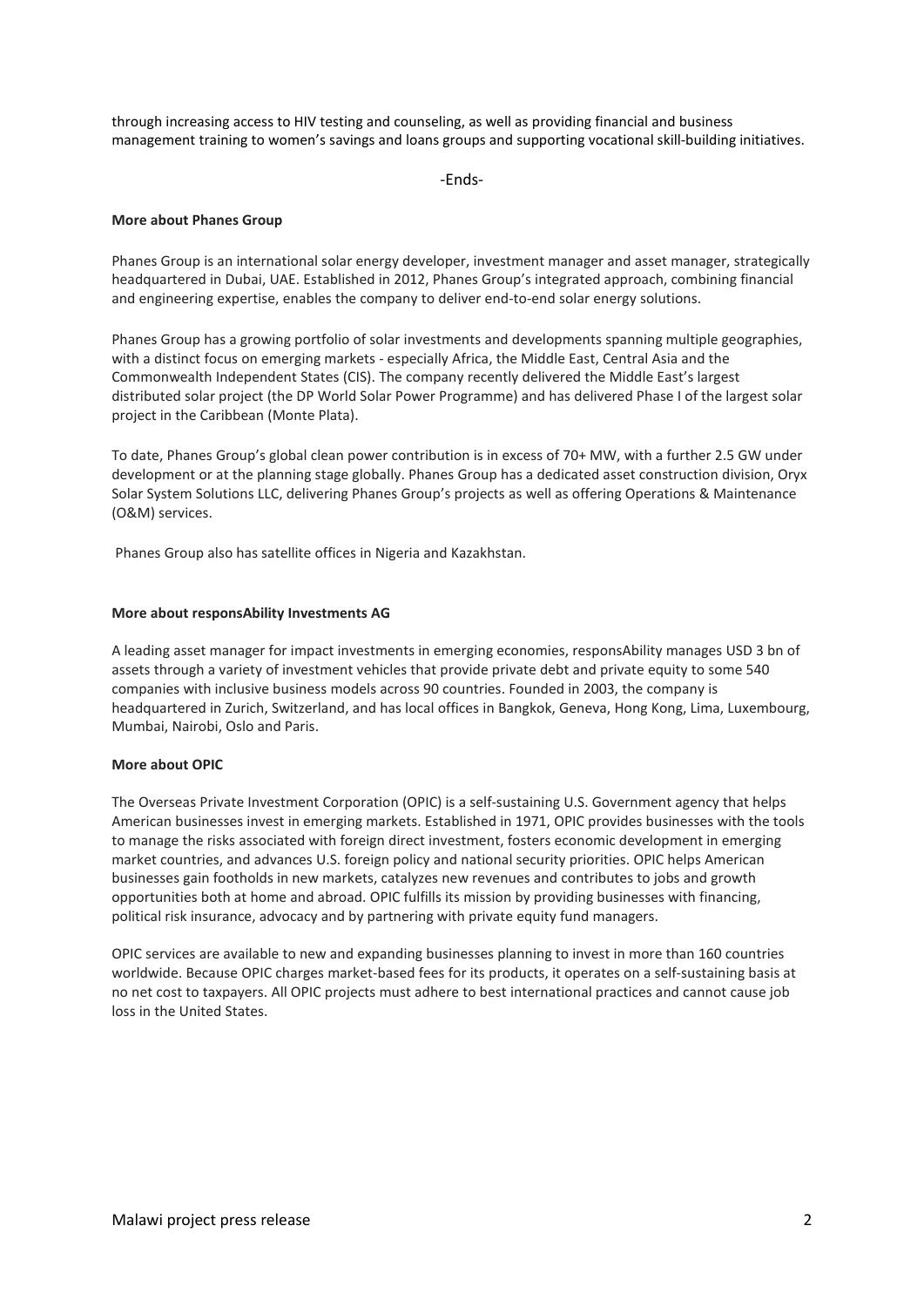through increasing access to HIV testing and counseling, as well as providing financial and business management training to women's savings and loans groups and supporting vocational skill-building initiatives.

-Ends-

**More about Phanes Group**

Phanes Group is an international solar energy developer, investment manager and asset manager, strategically headquartered in Dubai, UAE. Established in 2012, Phanes Group's integrated approach, combining financial and engineering expertise, enables the company to deliver end-to-end solar energy solutions.

Phanes Group has a growing portfolio of solar investments and developments spanning multiple geographies, with a distinct focus on emerging markets - especially Africa, the Middle East, Central Asia and the Commonwealth Independent States (CIS). The company recently delivered the Middle East's largest distributed solar project (the DP World Solar Power Programme) and has delivered Phase I of the largest solar project in the Caribbean (Monte Plata).

To date, Phanes Group's global clean power contribution is in excess of 70+ MW, with a further 2.5 GW under development or at the planning stage globally. Phanes Group has a dedicated asset construction division, Oryx Solar System Solutions LLC, delivering Phanes Group's projects as well as offering Operations & Maintenance (O&M) services.

Phanes Group also has satellite offices in Nigeria and Kazakhstan.

**More about responsAbility Investments AG**

A leading asset manager for impact investments in emerging economies, responsAbility manages USD 3 bn of assets through a variety of investment vehicles that provide private debt and private equity to some 540 companies with inclusive business models across 90 countries. Founded in 2003, the company is headquartered in Zurich, Switzerland, and has local offices in Bangkok, Geneva, Hong Kong, Lima, Luxembourg, Mumbai, Nairobi, Oslo and Paris.

**More about OPIC**

The Overseas Private Investment Corporation (OPIC) is a self-sustaining U.S. Government agency that helps American businesses invest in emerging markets. Established in 1971, OPIC provides businesses with the tools to manage the risks associated with foreign direct investment, fosters economic development in emerging market countries, and advances U.S. foreign policy and national security priorities. OPIC helps American businesses gain footholds in new markets, catalyzes new revenues and contributes to jobs and growth opportunities both at home and abroad. OPIC fulfills its mission by providing businesses with financing, political risk insurance, advocacy and by partnering with private equity fund managers.

OPIC services are available to new and expanding businesses planning to invest in more than 160 countries worldwide. Because OPIC charges market-based fees for its products, it operates on a self-sustaining basis at no net cost to taxpayers. All OPIC projects must adhere to best international practices and cannot cause job loss in the United States.